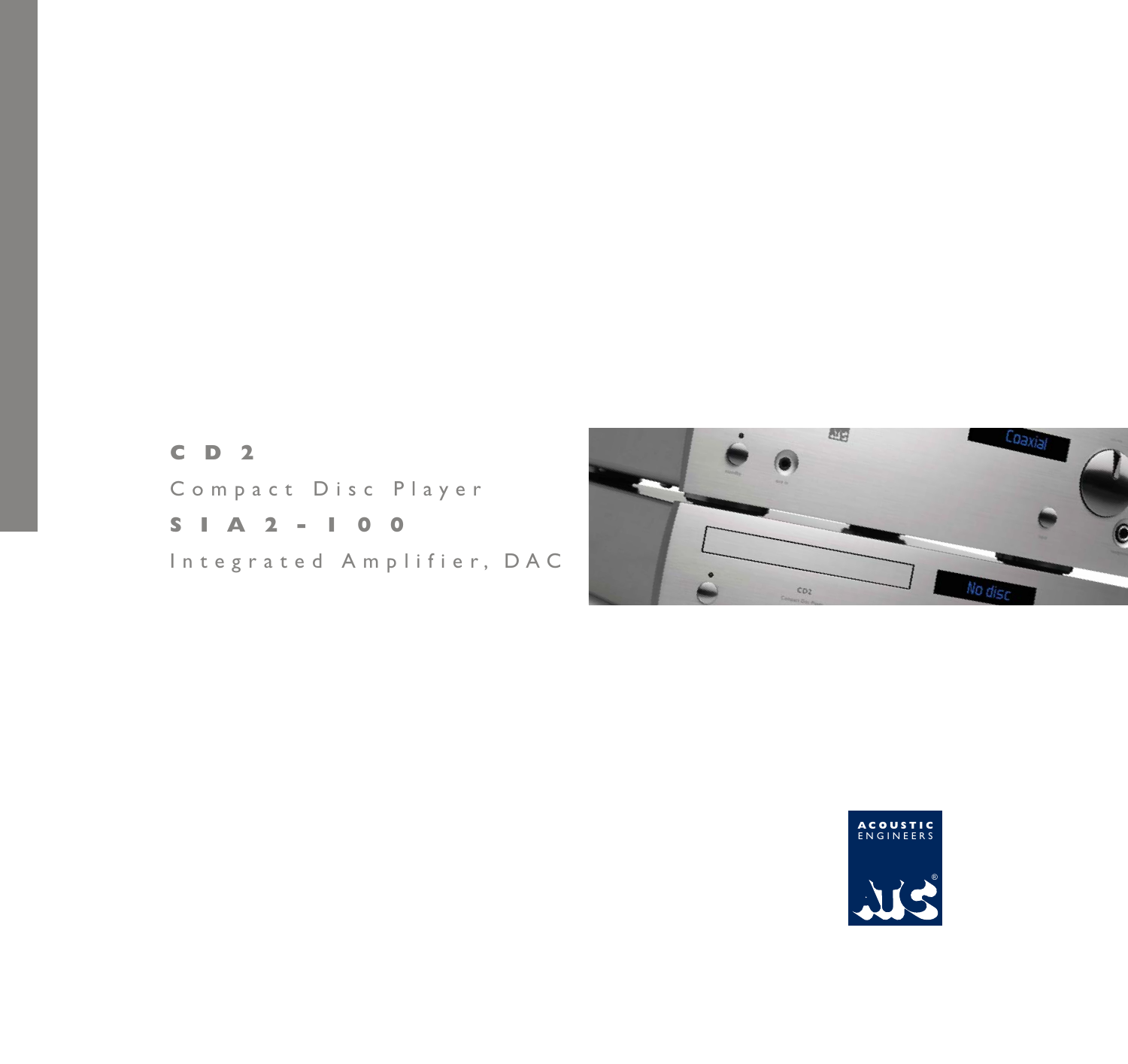# CD2

Compact Disc Player

# SIA2-100

Integrated Amplifier, DAC

ACOUSTIC ENGINEERS

ATC®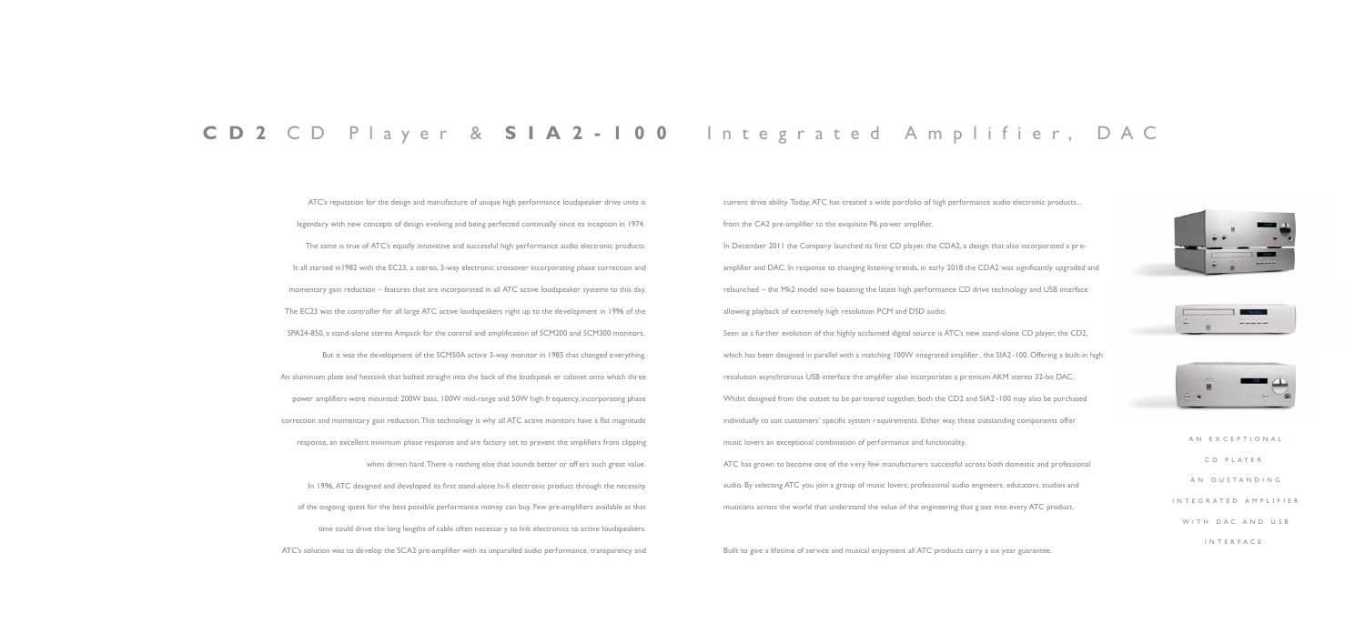# **CD2** CD Player & **SIA2-100** Integrated Amplifier, DAC

ATC's reputation for the design and manufacture of unique high performance loudspeaker drive units is legendary with new concepts of design evolving and being perfected continually since its inception in 1974. The same is true of ATC's equally innovative and successful high performance audio electronic products. It all started in1982 with the EC23, a stereo, 3-way electronic crossover incorporating phase correction and momentary gain reduction – features that are incorporated in all ATC active loudspeaker systems to this day. The EC23 was the controller for all large ATC active loudspeakers right up to the development in 1996 of the SPA24-850, a stand-alone stereo Ampack for the control and amplification of SCM200 and SCM300 monitors.

But it was the development of the SCM50A active 3-way monitor in 1985 that changed everything. An aluminium plate and heatsink that bolted straight into the back of the loudspeak er cabinet onto which three power amplifiers were mounted: 200W bass, 100W mid-range and 50W high frequency, incorporating phase correction and momentary gain reduction. This technology is why all ATC active monitors have a flat magnitude response, an excellent minimum phase response and are factory set to prevent the amplifiers from clipping when driven hard. There is nothing else that sounds better or offers such great value.

In 1996, ATC designed and developed its first stand-alone hi-fi electronic product through the necessity of the ongoing quest for the best possible performance money can buy. Few pre-amplifiers available at that time could drive the long lengths of cable often necessary to link electronics to active loudspeakers. ATC's solution was to develop the SCA2 pre-amplifier with its unparalled audio performance, transparency and current drive ability. Today, ATC has created a wide portfolio of high performance audio electronic products... from the CA2 pre-amplifier to the exquisite P6 power amplifier.

In December 2011 the Company launched its first CD player, the CDA2, a design that also incorporated a pre-amplifier and DAC. In response to changing listening trends, in early 2018 the CDA2 was significantly upgraded and relaunched – the Mk2 model now boasting the latest high performance CD drive technology and USB interface allowing playback of extremely high resolution PCM and DSD audio.

Seen as a further evolution of this highly acclaimed digital source is ATC's new stand-alone CD player, the CD2, which has been designed in parallel with a matching 100W integrated amplifier, the SIA2-100. Offering a built-in high resolution asynchronous USB interface the amplifier also incorporates a premium AKM stereo 32-bit DAC. Whilst designed from the outset to be partnered together, both the CD2 and SIA2-100 may also be purchased individually to suit customers' specific system requirements. Either way, these outstanding components offer music lovers an exceptional combination of performance and functionality.

ATC has grown to become one of the very few manufacturers successful across both domestic and professional audio. By selecting ATC you join a group of music lovers, professional audio engineers, educators, studios and musicians across the world that understand the value of the engineering that goes into every ATC product.

Built to give a lifetime of service and musical enjoyment all ATC products carry a six year guarantee.

AN EXCEPTIONAL CD PLAYER. AN OUSTANDING INTEGRATED AMPLIFIER WITH DAC AND USB INTERFACE.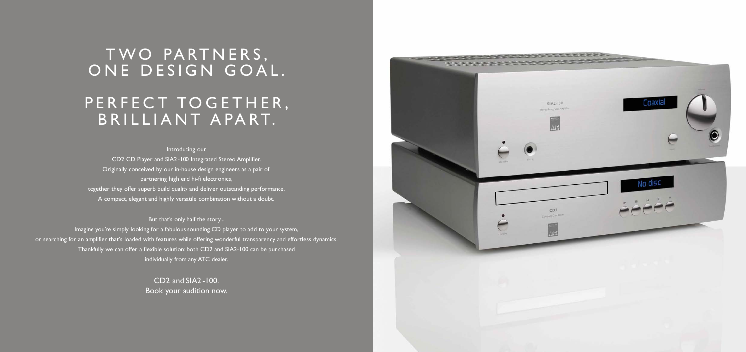# TWO PARTNERS, ONE DESIGN GOAL.

# PERFECT TOGETHER, BRILLIANT APART.

Introducing our
CD2 CD Player and SIA2-100 Integrated Stereo Amplifier.
Originally conceived by our in-house design engineers as a pair of
partnering high end hi-fi electronics,
together they offer superb build quality and deliver outstanding performance.
A compact, elegant and highly versatile combination without a doubt.

But that's only half the story...
Imagine you're simply looking for a fabulous sounding CD player to add to your system,
or searching for an amplifier that's loaded with features while offering wonderful transparency and effortless dynamics.
Thankfully we can offer a flexible solution: both CD2 and SIA2-100 can be pur chased
individually from any ATC dealer.

CD2 and SIA2-100.
Book your audition now.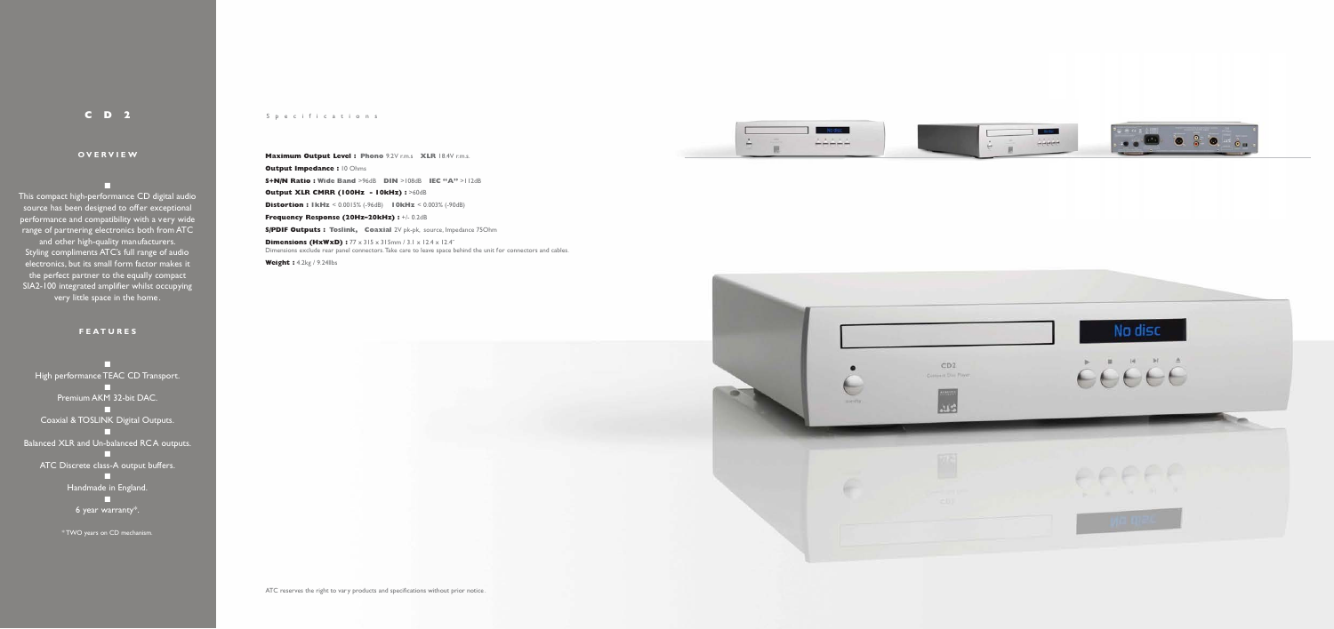# C D 2

## OVERVIEW

This compact high-performance CD digital audio source has been designed to offer exceptional performance and compatibility with a very wide range of partnering electronics both from ATC and other high-quality manufacturers. Styling compliments ATC's full range of audio electronics, but its small form factor makes it the perfect partner to the equally compact SIA2-100 integrated amplifier whilst occupying very little space in the home.

## FEATURES

- High performance TEAC CD Transport.
- Premium AKM 32-bit DAC.
- Coaxial & TOSLINK Digital Outputs.
- Balanced XLR and Un-balanced RCA outputs.
- ATC Discrete class-A output buffers.
- Handmade in England.
- 6 year warranty*.

*TWO years on CD mechanism.

## Specifications

**Maximum Output Level : Phono** 9.2V r.m.s **XLR** 18.4V r.m.s.

**Output Impedance :** 10 Ohms

**S+N/N Ratio : Wide Band** >96dB **DIN** >108dB **IEC "A"** >112dB

**Output XLR CMRR (100Hz - 10kHz) :** >60dB

**Distortion : 1kHz** < 0.0015% (-96dB) **10kHz** < 0.003% (-90dB)

**Frequency Response (20Hz–20kHz) :** +/- 0.2dB

**S/PDIF Outputs : Toslink, Coaxial** 2V pk-pk, source, Impedance 75Ohm

**Dimensions (HxWxD) :** 77 x 315 x 315mm / 3.1 x 12.4 x 12.4"
Dimensions exclude rear panel connectors. Take care to leave space behind the unit for connectors and cables.

**Weight :** 4.2kg / 9.24lbs

ATC reserves the right to vary products and specifications without prior notice.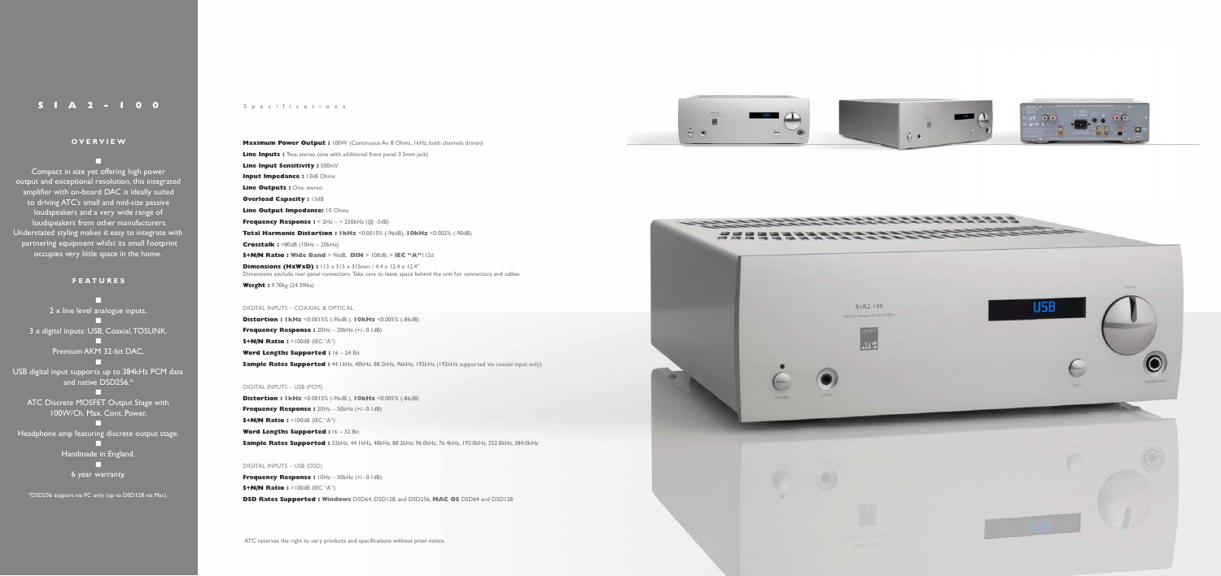# SIA2-100

## OVERVIEW

Compact in size yet offering high power output and exceptional resolution, this integrated amplifier with on-board DAC is ideally suited to driving ATC's small and mid-size passive loudspeakers and a very wide range of loudspeakers from other manufacturers. Understated styling makes it easy to integrate with partnering equipment whilst its small footprint occupies very little space in the home.

## FEATURES

- 2 x line level analogue inputs.
- 3 x digital inputs: USB, Coaxial, TOSLINK.
- Premium AKM 32-bit DAC.
- USB digital input supports up to 384kHz PCM data and native DSD256.*
- ATC Discrete MOSFET Output Stage with 100W/Ch. Max. Cont. Power.
- Headphone amp featuring discrete output stage.
- Handmade in England.
- 6 year warranty.

*DSD256 support via PC only (up to DSD128 via Mac).

## Specifications

**Maximum Power Output :** 100W (Continuous Av. 8 Ohms, 1kHz, both channels driven)

**Line Inputs :** Two, stereo (one with additional front panel 3.5mm jack)

**Line Input Sensitivity :** 500mV

**Input Impedance :** 13k8 Ohms

**Line Outputs :** One, stereo

**Overload Capacity :** 13dB

**Line Output Impedance:** 10 Ohms

**Frequency Response :** < 2Hz – > 250kHz (@ -3dB)

**Total Harmonic Distortion : 1kHz** <0.0015% (-96dB), **10kHz** <0.002% (-90dB)

**Crosstalk :** >80dB (10Hz – 20kHz)

**S+N/N Ratio : Wide Band** > 96dB, **DIN** > 108dB, > **IEC "A"** 112d

**Dimensions (HxWxD) :** 113 x 315 x 315mm / 4.4 x 12.4 x 12.4"
Dimensions exclude rear panel connectors. Take care to leave space behind the unit for connectors and cables.

**Weight :** 9.70kg (24.39lbs)

### DIGITAL INPUTS – COAXIAL & OPTICAL

**Distortion : 1kHz** <0.0015% (-96dB ), **10kHz** <0.005% (-86dB)

**Frequency Response :** 20Hz – 20kHz (+/- 0.1dB)

**S+N/N Ratio :** >100dB (IEC "A")

**Word Lengths Supported :** 16 – 24 Bit

**Sample Rates Supported :** 44.1kHz, 48kHz, 88.2kHz, 96kHz, 192kHz (192kHz supported via coaxial input only)

### DIGITAL INPUTS – USB (PCM)

**Distortion : 1kHz** <0.0015% (-96dB ), **10kHz** <0.005% (-86dB)

**Frequency Response :** 20Hz – 50kHz (+/- 0.1dB)

**S+N/N Ratio :** >100dB (IEC "A")

**Word Lengths Supported :** 16 – 32 Bit

**Sample Rates Supported :** 32kHz, 44.1kHz, 48kHz, 88.2kHz, 96.0kHz, 76.4kHz, 192.0kHz, 352.8kHz, 384.0kHz

### DIGITAL INPUTS – USB (DSD)

**Frequency Response :** 10Hz – 50kHz (+/- 0.1dB)

**S+N/N Ratio :** >100dB (IEC "A")

**DSD Rates Supported : Windows** DSD64, DSD128, and DSD256, **MAC OS** DSD64 and DSD128

ATC reserves the right to vary products and specifications without prior notice.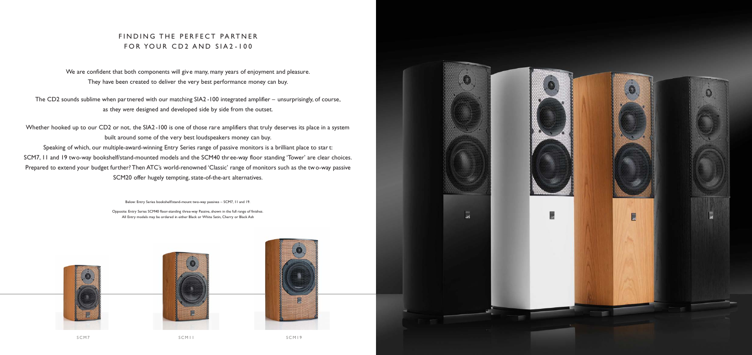## FINDING THE PERFECT PARTNER FOR YOUR CD2 AND SIA2-100

We are confident that both components will give many, many years of enjoyment and pleasure. They have been created to deliver the very best performance money can buy.

The CD2 sounds sublime when partnered with our matching SIA2-100 integrated amplifier – unsurprisingly, of course, as they *were* designed and developed side by side from the outset.

Whether hooked up to our CD2 or not, the SIA2-100 is one of those rare amplifiers that truly deserves its place in a system built around some of the very best loudspeakers money can buy.

Speaking of which, our multiple-award-winning Entry Series range of passive monitors is a brilliant place to start: SCM7, 11 and 19 two-way bookshelf/stand-mounted models and the SCM40 three-way floor standing 'Tower' are clear choices. Prepared to extend your budget further? Then ATC's world-renowned 'Classic' range of monitors such as the two-way passive SCM20 offer hugely tempting, state-of-the-art alternatives.

Below: Entry Series bookshelf/stand-mount two-way passives – SCM7, 11 and 19.

Opposite: Entry Series SCM40 floor-standing three-way Passive, shown in the full range of finishes. All Entry models may be ordered in either Black or White Satin, Cherry or Black Ash

SCM7

SCM11

SCM19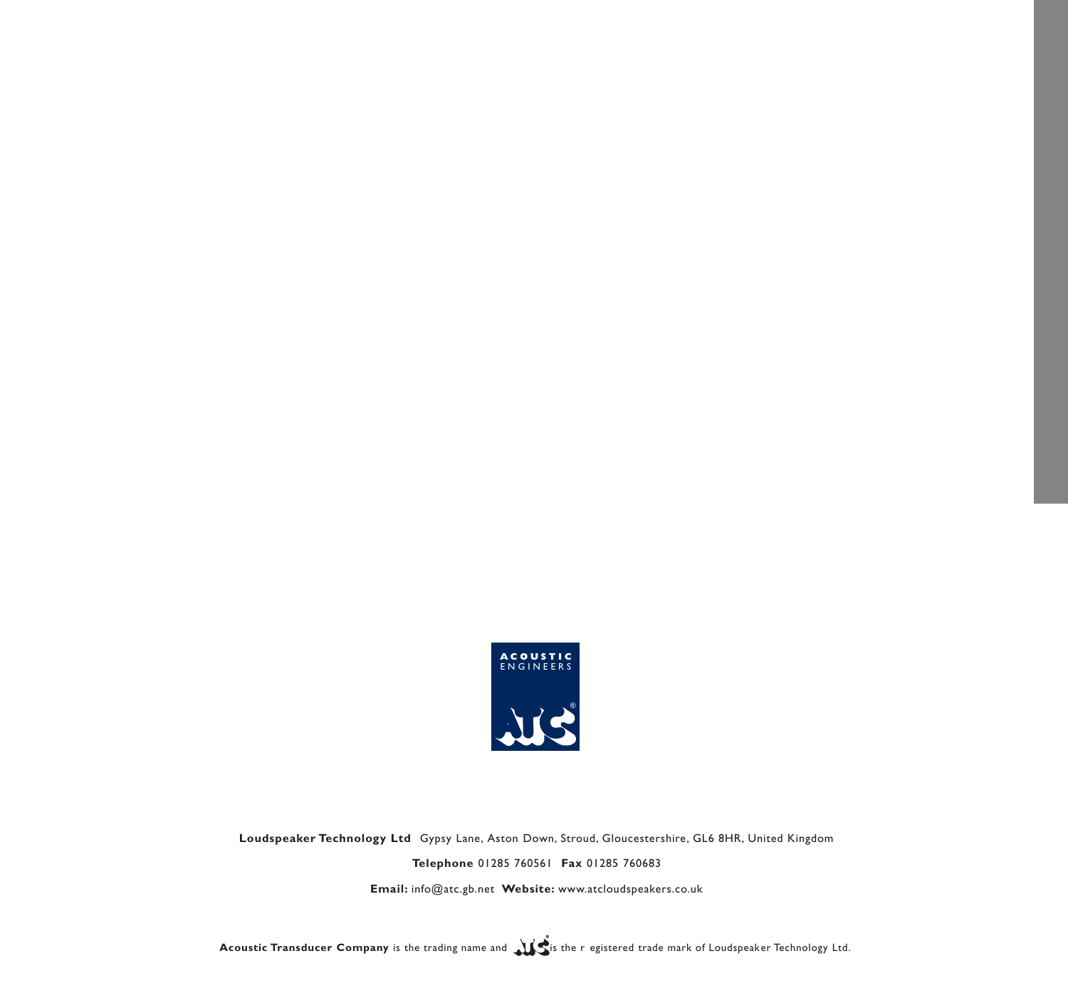ACOUSTIC
ENGINEERS

ATC®

**Loudspeaker Technology Ltd** Gypsy Lane, Aston Down, Stroud, Gloucestershire, GL6 8HR, United Kingdom

**Telephone** 01285 760561 **Fax** 01285 760683

**Email:** info@atc.gb.net **Website:** www.atcloudspeakers.co.uk

**Acoustic Transducer Company** is the trading name and ATC® is the registered trade mark of Loudspeaker Technology Ltd.